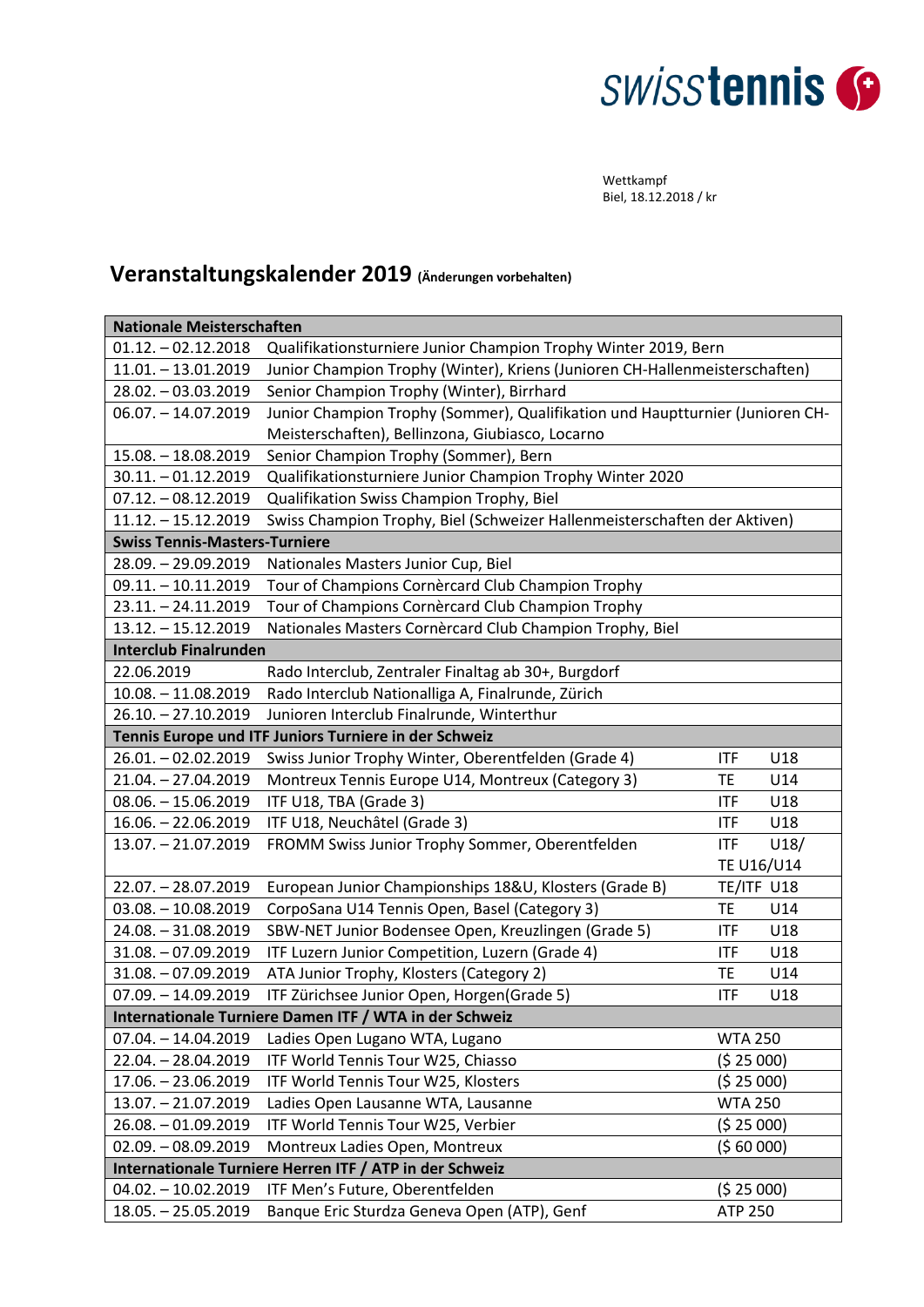swisstennis

Wettkampf
Biel, 18.12.2018 / kr

# Veranstaltungskalender 2019 (Änderungen vorbehalten)

| | | | |
|---|---|---|---|
| **Nationale Meisterschaften** | | | |
| 01.12. – 02.12.2018 | Qualifikationsturniere Junior Champion Trophy Winter 2019, Bern | | |
| 11.01. – 13.01.2019 | Junior Champion Trophy (Winter), Kriens (Junioren CH-Hallenmeisterschaften) | | |
| 28.02. – 03.03.2019 | Senior Champion Trophy (Winter), Birrhard | | |
| 06.07. – 14.07.2019 | Junior Champion Trophy (Sommer), Qualifikation und Hauptturnier (Junioren CH-Meisterschaften), Bellinzona, Giubiasco, Locarno | | |
| 15.08. – 18.08.2019 | Senior Champion Trophy (Sommer), Bern | | |
| 30.11. – 01.12.2019 | Qualifikationsturniere Junior Champion Trophy Winter 2020 | | |
| 07.12. – 08.12.2019 | Qualifikation Swiss Champion Trophy, Biel | | |
| 11.12. – 15.12.2019 | Swiss Champion Trophy, Biel (Schweizer Hallenmeisterschaften der Aktiven) | | |
| **Swiss Tennis-Masters-Turniere** | | | |
| 28.09. – 29.09.2019 | Nationales Masters Junior Cup, Biel | | |
| 09.11. – 10.11.2019 | Tour of Champions Cornèrcard Club Champion Trophy | | |
| 23.11. – 24.11.2019 | Tour of Champions Cornèrcard Club Champion Trophy | | |
| 13.12. – 15.12.2019 | Nationales Masters Cornèrcard Club Champion Trophy, Biel | | |
| **Interclub Finalrunden** | | | |
| 22.06.2019 | Rado Interclub, Zentraler Finaltag ab 30+, Burgdorf | | |
| 10.08. – 11.08.2019 | Rado Interclub Nationalliga A, Finalrunde, Zürich | | |
| 26.10. – 27.10.2019 | Junioren Interclub Finalrunde, Winterthur | | |
| **Tennis Europe und ITF Juniors Turniere in der Schweiz** | | | |
| 26.01. – 02.02.2019 | Swiss Junior Trophy Winter, Oberentfelden (Grade 4) | ITF | U18 |
| 21.04. – 27.04.2019 | Montreux Tennis Europe U14, Montreux (Category 3) | TE | U14 |
| 08.06. – 15.06.2019 | ITF U18, TBA (Grade 3) | ITF | U18 |
| 16.06. – 22.06.2019 | ITF U18, Neuchâtel (Grade 3) | ITF | U18 |
| 13.07. – 21.07.2019 | FROMM Swiss Junior Trophy Sommer, Oberentfelden | ITF<br>TE U16/U14 | U18/ |
| 22.07. – 28.07.2019 | European Junior Championships 18&U, Klosters (Grade B) | TE/ITF | U18 |
| 03.08. – 10.08.2019 | CorpoSana U14 Tennis Open, Basel (Category 3) | TE | U14 |
| 24.08. – 31.08.2019 | SBW-NET Junior Bodensee Open, Kreuzlingen (Grade 5) | ITF | U18 |
| 31.08. – 07.09.2019 | ITF Luzern Junior Competition, Luzern (Grade 4) | ITF | U18 |
| 31.08. – 07.09.2019 | ATA Junior Trophy, Klosters (Category 2) | TE | U14 |
| 07.09. – 14.09.2019 | ITF Zürichsee Junior Open, Horgen(Grade 5) | ITF | U18 |
| **Internationale Turniere Damen ITF / WTA in der Schweiz** | | | |
| 07.04. – 14.04.2019 | Ladies Open Lugano WTA, Lugano | WTA 250 | |
| 22.04. – 28.04.2019 | ITF World Tennis Tour W25, Chiasso | ($ 25 000) | |
| 17.06. – 23.06.2019 | ITF World Tennis Tour W25, Klosters | ($ 25 000) | |
| 13.07. – 21.07.2019 | Ladies Open Lausanne WTA, Lausanne | WTA 250 | |
| 26.08. – 01.09.2019 | ITF World Tennis Tour W25, Verbier | ($ 25 000) | |
| 02.09. – 08.09.2019 | Montreux Ladies Open, Montreux | ($ 60 000) | |
| **Internationale Turniere Herren ITF / ATP in der Schweiz** | | | |
| 04.02. – 10.02.2019 | ITF Men's Future, Oberentfelden | ($ 25 000) | |
| 18.05. – 25.05.2019 | Banque Eric Sturdza Geneva Open (ATP), Genf | ATP 250 | |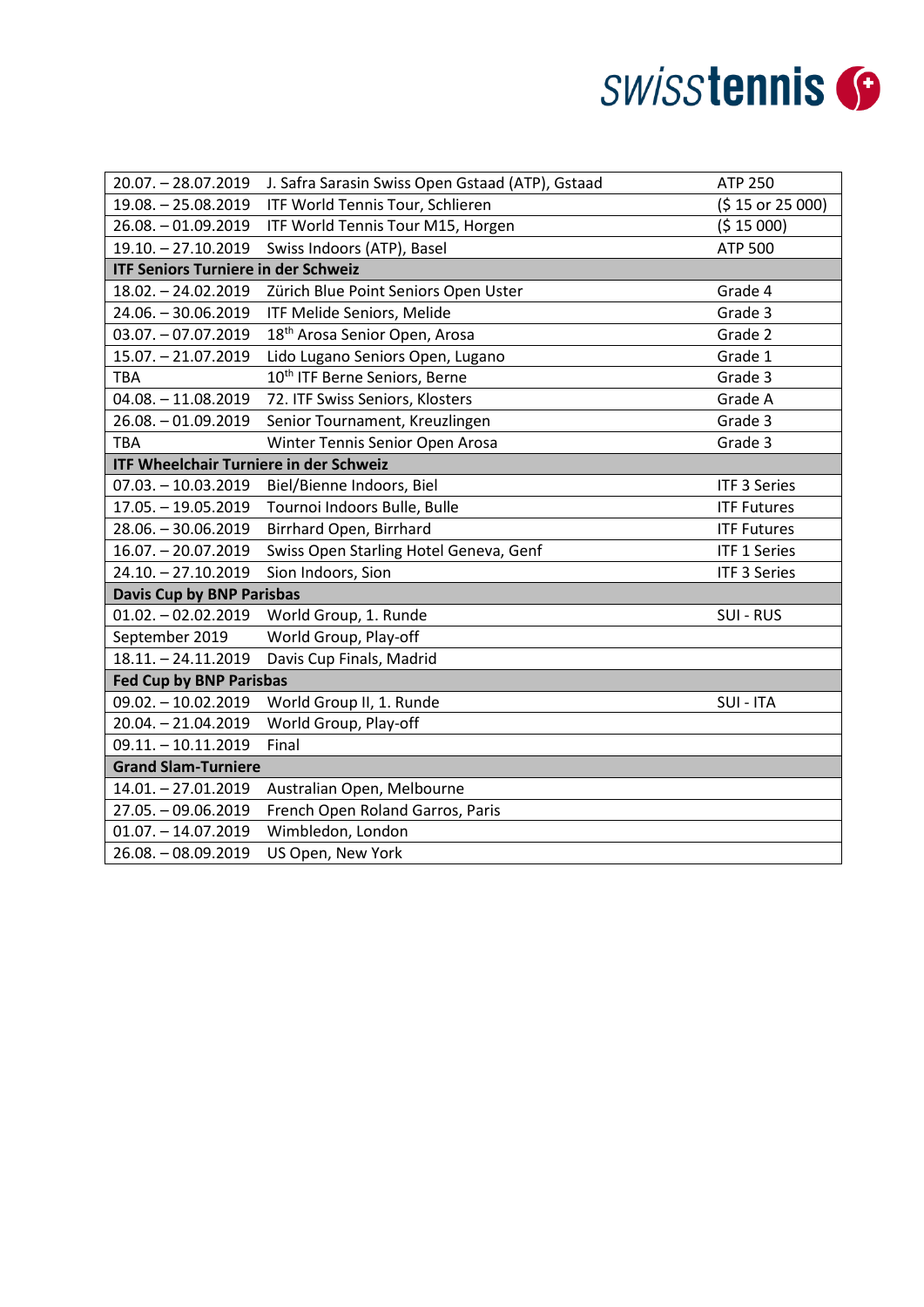| | | |
|---|---|---|
| 20.07. – 28.07.2019 | J. Safra Sarasin Swiss Open Gstaad (ATP), Gstaad | ATP 250 |
| 19.08. – 25.08.2019 | ITF World Tennis Tour, Schlieren | ($ 15 or 25 000) |
| 26.08. – 01.09.2019 | ITF World Tennis Tour M15, Horgen | ($ 15 000) |
| 19.10. – 27.10.2019 | Swiss Indoors (ATP), Basel | ATP 500 |
| **ITF Seniors Turniere in der Schweiz** | | |
| 18.02. – 24.02.2019 | Zürich Blue Point Seniors Open Uster | Grade 4 |
| 24.06. – 30.06.2019 | ITF Melide Seniors, Melide | Grade 3 |
| 03.07. – 07.07.2019 | 18th Arosa Senior Open, Arosa | Grade 2 |
| 15.07. – 21.07.2019 | Lido Lugano Seniors Open, Lugano | Grade 1 |
| TBA | 10th ITF Berne Seniors, Berne | Grade 3 |
| 04.08. – 11.08.2019 | 72. ITF Swiss Seniors, Klosters | Grade A |
| 26.08. – 01.09.2019 | Senior Tournament, Kreuzlingen | Grade 3 |
| TBA | Winter Tennis Senior Open Arosa | Grade 3 |
| **ITF Wheelchair Turniere in der Schweiz** | | |
| 07.03. – 10.03.2019 | Biel/Bienne Indoors, Biel | ITF 3 Series |
| 17.05. – 19.05.2019 | Tournoi Indoors Bulle, Bulle | ITF Futures |
| 28.06. – 30.06.2019 | Birrhard Open, Birrhard | ITF Futures |
| 16.07. – 20.07.2019 | Swiss Open Starling Hotel Geneva, Genf | ITF 1 Series |
| 24.10. – 27.10.2019 | Sion Indoors, Sion | ITF 3 Series |
| **Davis Cup by BNP Parisbas** | | |
| 01.02. – 02.02.2019 | World Group, 1. Runde | SUI - RUS |
| September 2019 | World Group, Play-off | |
| 18.11. – 24.11.2019 | Davis Cup Finals, Madrid | |
| **Fed Cup by BNP Parisbas** | | |
| 09.02. – 10.02.2019 | World Group II, 1. Runde | SUI - ITA |
| 20.04. – 21.04.2019 | World Group, Play-off | |
| 09.11. – 10.11.2019 | Final | |
| **Grand Slam-Turniere** | | |
| 14.01. – 27.01.2019 | Australian Open, Melbourne | |
| 27.05. – 09.06.2019 | French Open Roland Garros, Paris | |
| 01.07. – 14.07.2019 | Wimbledon, London | |
| 26.08. – 08.09.2019 | US Open, New York | |